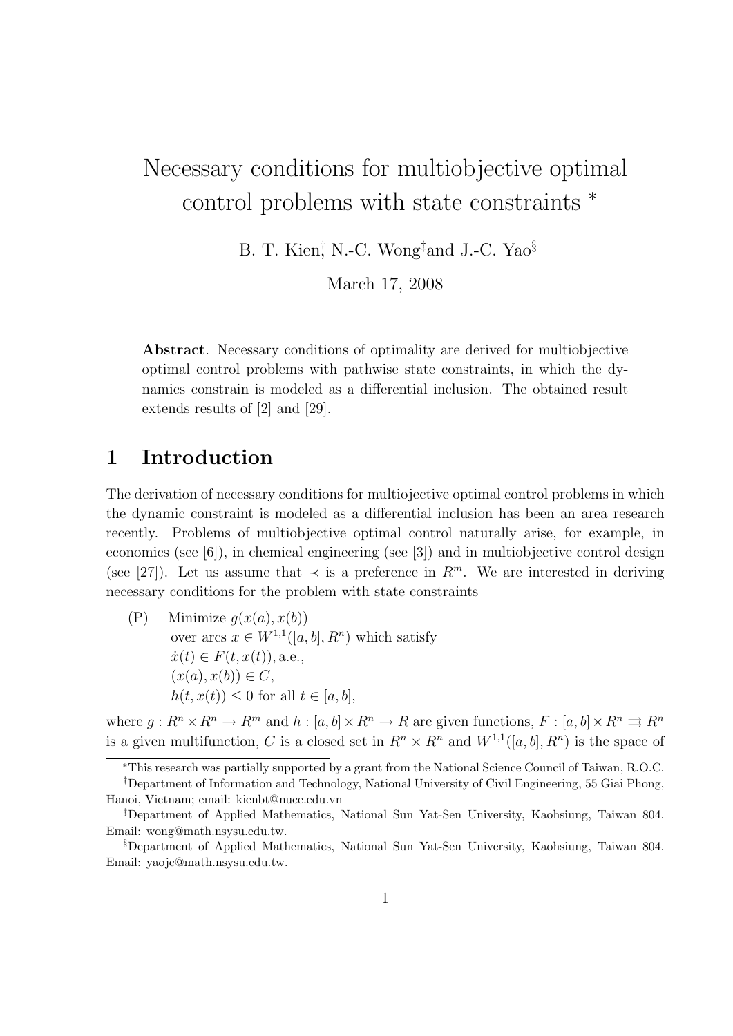# Necessary conditions for multiobjective optimal control problems with state constraints *

B. T. Kien[†], N.-C. Wong[‡] and J.-C. Yao[§]

March 17, 2008

**Abstract**. Necessary conditions of optimality are derived for multiobjective optimal control problems with pathwise state constraints, in which the dynamics constrain is modeled as a differential inclusion. The obtained result extends results of [2] and [29].

## 1 Introduction

The derivation of necessary conditions for multiojective optimal control problems in which the dynamic constraint is modeled as a differential inclusion has been an area research recently. Problems of multiobjective optimal control naturally arise, for example, in economics (see [6]), in chemical engineering (see [3]) and in multiobjective control design (see [27]). Let us assume that $\prec$ is a preference in $R^m$. We are interested in deriving necessary conditions for the problem with state constraints

(P) Minimize $g(x(a), x(b))$
over arcs $x \in W^{1,1}([a,b], R^n)$ which satisfy
$\dot{x}(t) \in F(t, x(t))$, a.e.,
$(x(a), x(b)) \in C$,
$h(t, x(t)) \leq 0$ for all $t \in [a, b]$,

where $g : R^n \times R^n \to R^m$ and $h : [a,b] \times R^n \to R$ are given functions, $F : [a,b] \times R^n \rightrightarrows R^n$ is a given multifunction, $C$ is a closed set in $R^n \times R^n$ and $W^{1,1}([a,b], R^n)$ is the space of

*This research was partially supported by a grant from the National Science Council of Taiwan, R.O.C.

†Department of Information and Technology, National University of Civil Engineering, 55 Giai Phong, Hanoi, Vietnam; email: kienbt@nuce.edu.vn

‡Department of Applied Mathematics, National Sun Yat-Sen University, Kaohsiung, Taiwan 804. Email: wong@math.nsysu.edu.tw.

§Department of Applied Mathematics, National Sun Yat-Sen University, Kaohsiung, Taiwan 804. Email: yaojc@math.nsysu.edu.tw.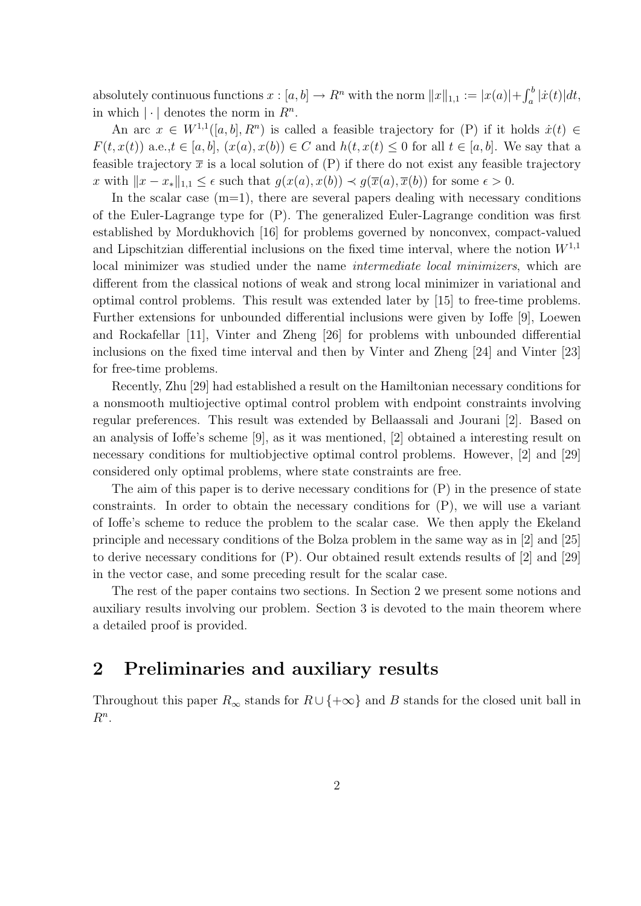absolutely continuous functions $x : [a, b] \to R^n$ with the norm $\|x\|_{1,1} := |x(a)| + \int_a^b |\dot{x}(t)|dt$, in which $|\cdot|$ denotes the norm in $R^n$.

An arc $x \in W^{1,1}([a, b], R^n)$ is called a feasible trajectory for (P) if it holds $\dot{x}(t) \in F(t, x(t))$ a.e.,$t \in [a, b]$, $(x(a), x(b)) \in C$ and $h(t, x(t) \leq 0$ for all $t \in [a, b]$. We say that a feasible trajectory $\overline{x}$ is a local solution of (P) if there do not exist any feasible trajectory $x$ with $\|x - x_*\|_{1,1} \leq \epsilon$ such that $g(x(a), x(b)) \prec g(\overline{x}(a), \overline{x}(b))$ for some $\epsilon > 0$.

In the scalar case (m=1), there are several papers dealing with necessary conditions of the Euler-Lagrange type for (P). The generalized Euler-Lagrange condition was first established by Mordukhovich [16] for problems governed by nonconvex, compact-valued and Lipschitzian differential inclusions on the fixed time interval, where the notion $W^{1,1}$ local minimizer was studied under the name *intermediate local minimizers*, which are different from the classical notions of weak and strong local minimizer in variational and optimal control problems. This result was extended later by [15] to free-time problems. Further extensions for unbounded differential inclusions were given by Ioffe [9], Loewen and Rockafellar [11], Vinter and Zheng [26] for problems with unbounded differential inclusions on the fixed time interval and then by Vinter and Zheng [24] and Vinter [23] for free-time problems.

Recently, Zhu [29] had established a result on the Hamiltonian necessary conditions for a nonsmooth multiojective optimal control problem with endpoint constraints involving regular preferences. This result was extended by Bellaassali and Jourani [2]. Based on an analysis of Ioffe's scheme [9], as it was mentioned, [2] obtained a interesting result on necessary conditions for multiobjective optimal control problems. However, [2] and [29] considered only optimal problems, where state constraints are free.

The aim of this paper is to derive necessary conditions for (P) in the presence of state constraints. In order to obtain the necessary conditions for (P), we will use a variant of Ioffe's scheme to reduce the problem to the scalar case. We then apply the Ekeland principle and necessary conditions of the Bolza problem in the same way as in [2] and [25] to derive necessary conditions for (P). Our obtained result extends results of [2] and [29] in the vector case, and some preceding result for the scalar case.

The rest of the paper contains two sections. In Section 2 we present some notions and auxiliary results involving our problem. Section 3 is devoted to the main theorem where a detailed proof is provided.

## 2 Preliminaries and auxiliary results

Throughout this paper $R_\infty$ stands for $R \cup \{+\infty\}$ and $B$ stands for the closed unit ball in $R^n$.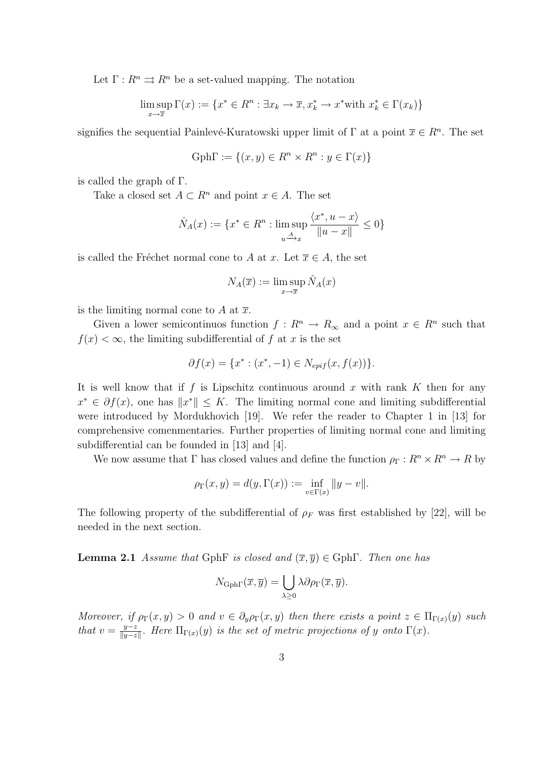Let $\Gamma : R^n \rightrightarrows R^n$ be a set-valued mapping. The notation

$$\limsup_{x \to \overline{x}} \Gamma(x) := \{x^* \in R^n : \exists x_k \to \overline{x}, x_k^* \to x^* \text{with } x_k^* \in \Gamma(x_k)\}$$

signifies the sequential Painlevé-Kuratowski upper limit of $\Gamma$ at a point $\overline{x} \in R^n$. The set

$$\text{Gph}\Gamma := \{(x, y) \in R^n \times R^n : y \in \Gamma(x)\}$$

is called the graph of $\Gamma$.

Take a closed set $A \subset R^n$ and point $x \in A$. The set

$$\hat{N}_A(x) := \{x^* \in R^n : \limsup_{u \xrightarrow{A} x} \frac{\langle x^*, u - x \rangle}{\|u - x\|} \leq 0\}$$

is called the Fréchet normal cone to $A$ at $x$. Let $\overline{x} \in A$, the set

$$N_A(\overline{x}) := \limsup_{x \to \overline{x}} \hat{N}_A(x)$$

is the limiting normal cone to $A$ at $\overline{x}$.

Given a lower semicontinuos function $f : R^n \to R_\infty$ and a point $x \in R^n$ such that $f(x) < \infty$, the limiting subdifferential of $f$ at $x$ is the set

$$\partial f(x) = \{x^* : (x^*, -1) \in N_{epif}(x, f(x))\}.$$

It is well know that if $f$ is Lipschitz continuous around $x$ with rank $K$ then for any $x^* \in \partial f(x)$, one has $\|x^*\| \leq K$. The limiting normal cone and limiting subdifferential were introduced by Mordukhovich [19]. We refer the reader to Chapter 1 in [13] for comprehensive comenmentaries. Further properties of limiting normal cone and limiting subdifferential can be founded in [13] and [4].

We now assume that $\Gamma$ has closed values and define the function $\rho_\Gamma : R^n \times R^n \to R$ by

$$\rho_\Gamma(x, y) = d(y, \Gamma(x)) := \inf_{v \in \Gamma(x)} \|y - v\|.$$

The following property of the subdifferential of $\rho_F$ was first established by [22], will be needed in the next section.

**Lemma 2.1** *Assume that* Gph$F$ *is closed and* $(\overline{x}, \overline{y}) \in \text{Gph}\Gamma$. *Then one has*

$$N_{\text{Gph}\Gamma}(\overline{x}, \overline{y}) = \bigcup_{\lambda \geq 0} \lambda \partial \rho_\Gamma(\overline{x}, \overline{y}).$$

*Moreover, if* $\rho_\Gamma(x, y) > 0$ *and* $v \in \partial_y \rho_\Gamma(x, y)$ *then there exists a point* $z \in \Pi_{\Gamma(x)}(y)$ *such that* $v = \frac{y - z}{\|y - z\|}$. *Here* $\Pi_{\Gamma(x)}(y)$ *is the set of metric projections of* $y$ *onto* $\Gamma(x)$.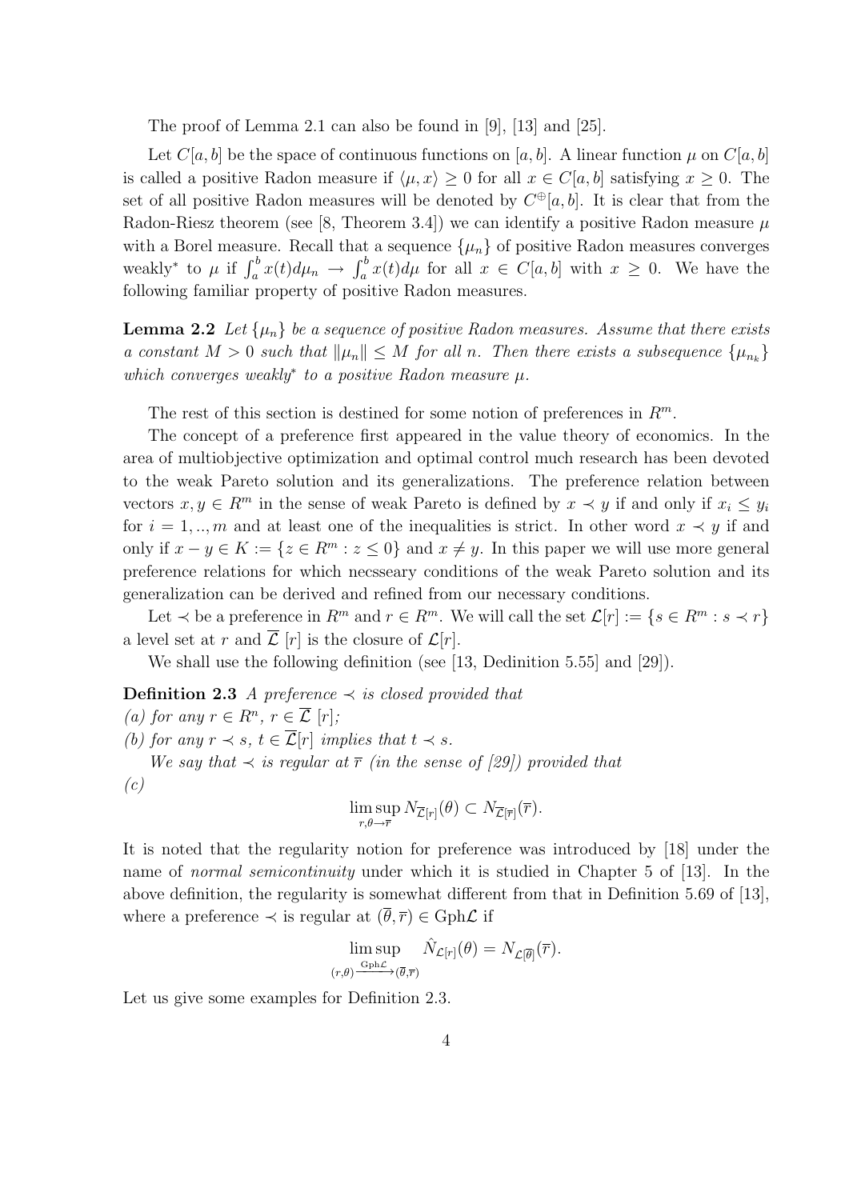The proof of Lemma 2.1 can also be found in [9], [13] and [25].

Let $C[a,b]$ be the space of continuous functions on $[a,b]$. A linear function $\mu$ on $C[a,b]$ is called a positive Radon measure if $\langle \mu, x\rangle \geq 0$ for all $x \in C[a,b]$ satisfying $x \geq 0$. The set of all positive Radon measures will be denoted by $C^{\oplus}[a,b]$. It is clear that from the Radon-Riesz theorem (see [8, Theorem 3.4]) we can identify a positive Radon measure $\mu$ with a Borel measure. Recall that a sequence $\{\mu_n\}$ of positive Radon measures converges weakly$^*$ to $\mu$ if $\int_a^b x(t)d\mu_n \to \int_a^b x(t)d\mu$ for all $x \in C[a,b]$ with $x \geq 0$. We have the following familiar property of positive Radon measures.

**Lemma 2.2** *Let $\{\mu_n\}$ be a sequence of positive Radon measures. Assume that there exists a constant $M > 0$ such that $\|\mu_n\| \leq M$ for all $n$. Then there exists a subsequence $\{\mu_{n_k}\}$ which converges weakly$^*$ to a positive Radon measure $\mu$.*

The rest of this section is destined for some notion of preferences in $R^m$.

The concept of a preference first appeared in the value theory of economics. In the area of multiobjective optimization and optimal control much research has been devoted to the weak Pareto solution and its generalizations. The preference relation between vectors $x, y \in R^m$ in the sense of weak Pareto is defined by $x \prec y$ if and only if $x_i \leq y_i$ for $i = 1, .., m$ and at least one of the inequalities is strict. In other word $x \prec y$ if and only if $x - y \in K := \{z \in R^m : z \leq 0\}$ and $x \neq y$. In this paper we will use more general preference relations for which necsseary conditions of the weak Pareto solution and its generalization can be derived and refined from our necessary conditions.

Let $\prec$ be a preference in $R^m$ and $r \in R^m$. We will call the set $\mathcal{L}[r] := \{s \in R^m : s \prec r\}$ a level set at $r$ and $\overline{\mathcal{L}}\ [r]$ is the closure of $\mathcal{L}[r]$.

We shall use the following definition (see [13, Dedinition 5.55] and [29]).

**Definition 2.3** *A preference $\prec$ is closed provided that*

*(a) for any $r \in R^n$, $r \in \overline{\mathcal{L}}\ [r]$;*

*(b) for any $r \prec s$, $t \in \overline{\mathcal{L}}[r]$ implies that $t \prec s$.*

*We say that $\prec$ is regular at $\overline{r}$ (in the sense of [29]) provided that*

*(c)*

$$\limsup_{r,\theta \to \overline{r}} N_{\overline{\mathcal{L}}[r]}(\theta) \subset N_{\overline{\mathcal{L}}[\overline{r}]}(\overline{r}).$$

It is noted that the regularity notion for preference was introduced by [18] under the name of *normal semicontinuity* under which it is studied in Chapter 5 of [13]. In the above definition, the regularity is somewhat different from that in Definition 5.69 of [13], where a preference $\prec$ is regular at $(\overline{\theta}, \overline{r}) \in \text{Gph}\mathcal{L}$ if

$$\limsup_{(r,\theta)\xrightarrow{\text{Gph}\mathcal{L}}(\overline{\theta},\overline{r})} \hat{N}_{\mathcal{L}[r]}(\theta) = N_{\mathcal{L}[\overline{\theta}]}(\overline{r}).$$

Let us give some examples for Definition 2.3.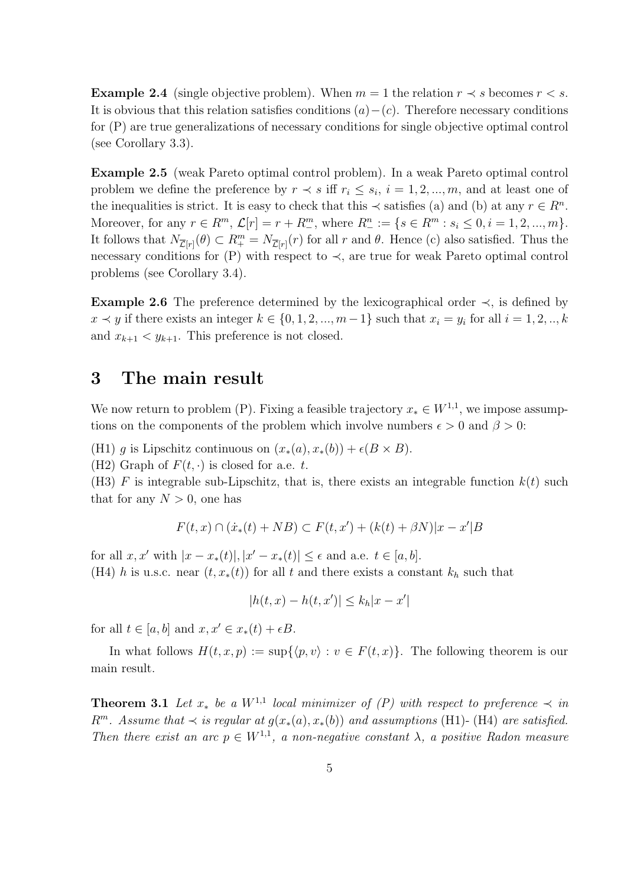**Example 2.4** (single objective problem). When $m = 1$ the relation $r \prec s$ becomes $r < s$. It is obvious that this relation satisfies conditions $(a)-(c)$. Therefore necessary conditions for (P) are true generalizations of necessary conditions for single objective optimal control (see Corollary 3.3).

**Example 2.5** (weak Pareto optimal control problem). In a weak Pareto optimal control problem we define the preference by $r \prec s$ iff $r_i \leq s_i$, $i = 1, 2, ..., m$, and at least one of the inequalities is strict. It is easy to check that this $\prec$ satisfies (a) and (b) at any $r \in R^n$. Moreover, for any $r \in R^m$, $\mathcal{L}[r] = r + R^m_-$, where $R^n_- := \{s \in R^m : s_i \leq 0, i = 1, 2, ..., m\}$. It follows that $N_{\overline{\mathcal{L}}[r]}(\theta) \subset R^m_+ = N_{\overline{\mathcal{L}}[r]}(r)$ for all $r$ and $\theta$. Hence (c) also satisfied. Thus the necessary conditions for (P) with respect to $\prec$, are true for weak Pareto optimal control problems (see Corollary 3.4).

**Example 2.6** The preference determined by the lexicographical order $\prec$, is defined by $x \prec y$ if there exists an integer $k \in \{0, 1, 2, ..., m-1\}$ such that $x_i = y_i$ for all $i = 1, 2, .., k$ and $x_{k+1} < y_{k+1}$. This preference is not closed.

# 3 The main result

We now return to problem (P). Fixing a feasible trajectory $x_* \in W^{1,1}$, we impose assumptions on the components of the problem which involve numbers $\epsilon > 0$ and $\beta > 0$:

(H1) $g$ is Lipschitz continuous on $(x_*(a), x_*(b)) + \epsilon(B \times B)$.

(H2) Graph of $F(t, \cdot)$ is closed for a.e. $t$.

(H3) $F$ is integrable sub-Lipschitz, that is, there exists an integrable function $k(t)$ such that for any $N > 0$, one has

$$F(t, x) \cap (\dot{x}_*(t) + NB) \subset F(t, x') + (k(t) + \beta N)|x - x'|B$$

for all $x, x'$ with $|x - x_*(t)|, |x' - x_*(t)| \leq \epsilon$ and a.e. $t \in [a, b]$.

(H4) $h$ is u.s.c. near $(t, x_*(t))$ for all $t$ and there exists a constant $k_h$ such that

$$|h(t, x) - h(t, x')| \leq k_h|x - x'|$$

for all $t \in [a, b]$ and $x, x' \in x_*(t) + \epsilon B$.

In what follows $H(t, x, p) := \sup\{\langle p, v\rangle : v \in F(t, x)\}$. The following theorem is our main result.

**Theorem 3.1** *Let $x_*$ be a $W^{1,1}$ local minimizer of (P) with respect to preference $\prec$ in $R^m$. Assume that $\prec$ is regular at $g(x_*(a), x_*(b))$ and assumptions* (H1)- (H4) *are satisfied. Then there exist an arc $p \in W^{1,1}$, a non-negative constant $\lambda$, a positive Radon measure*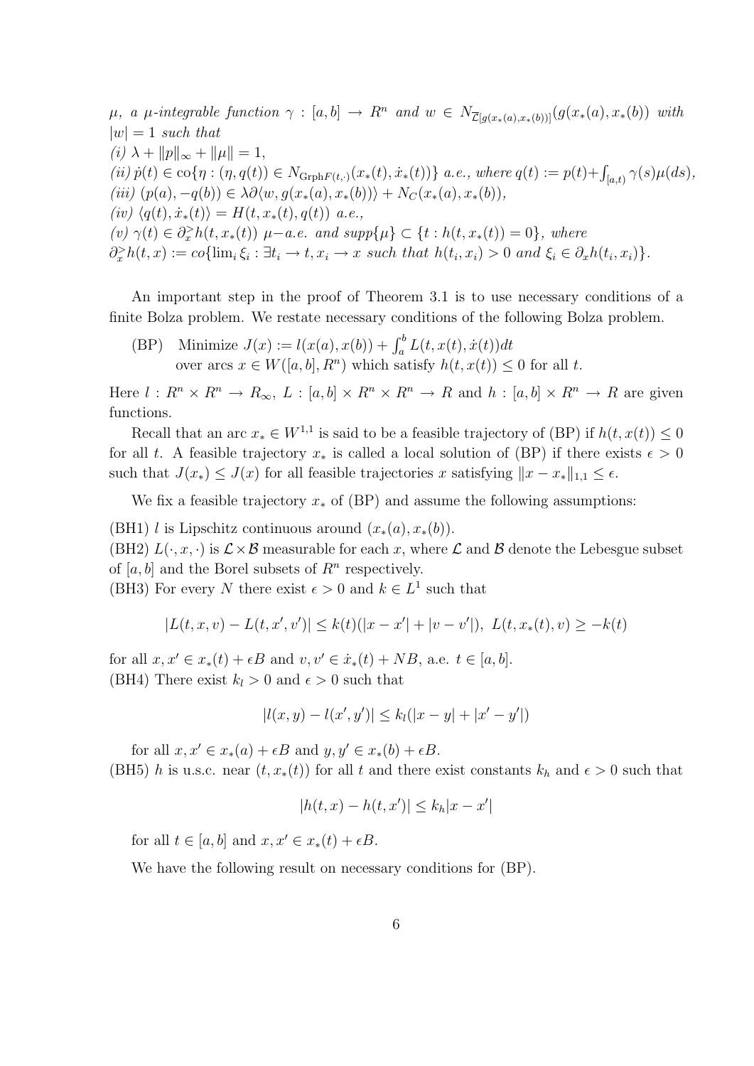*$\mu$, a $\mu$-integrable function $\gamma : [a,b] \to R^n$ and $w \in N_{\overline{\mathcal{L}}[g(x_*(a),x_*(b))]}(g(x_*(a),x_*(b))$ with $|w| = 1$ such that*

*(i)* $\lambda + \|p\|_\infty + \|\mu\| = 1$,

*(ii)* $\dot{p}(t) \in \mathrm{co}\{\eta : (\eta, q(t)) \in N_{\mathrm{Grph}F(t,\cdot)}(x_*(t), \dot{x}_*(t))\}$ *a.e., where* $q(t) := p(t) + \int_{[a,t)} \gamma(s)\mu(ds)$,

*(iii)* $(p(a), -q(b)) \in \lambda\partial\langle w, g(x_*(a), x_*(b))\rangle + N_C(x_*(a), x_*(b))$,

*(iv)* $\langle q(t), \dot{x}_*(t)\rangle = H(t, x_*(t), q(t))$ *a.e.,*

*(v)* $\gamma(t) \in \partial_x^> h(t, x_*(t))$ *$\mu-$a.e. and* $supp\{\mu\} \subset \{t : h(t, x_*(t)) = 0\}$*, where* $\partial_x^> h(t,x) := co\{\lim_i \xi_i : \exists t_i \to t, x_i \to x \text{ such that } h(t_i, x_i) > 0 \text{ and } \xi_i \in \partial_x h(t_i, x_i)\}$.

An important step in the proof of Theorem 3.1 is to use necessary conditions of a finite Bolza problem. We restate necessary conditions of the following Bolza problem.

(BP) Minimize $J(x) := l(x(a), x(b)) + \int_a^b L(t, x(t), \dot{x}(t))dt$
over arcs $x \in W([a,b], R^n)$ which satisfy $h(t, x(t)) \leq 0$ for all $t$.

Here $l : R^n \times R^n \to R_\infty$, $L : [a,b] \times R^n \times R^n \to R$ and $h : [a,b] \times R^n \to R$ are given functions.

Recall that an arc $x_* \in W^{1,1}$ is said to be a feasible trajectory of (BP) if $h(t, x(t)) \leq 0$ for all $t$. A feasible trajectory $x_*$ is called a local solution of (BP) if there exists $\epsilon > 0$ such that $J(x_*) \leq J(x)$ for all feasible trajectories $x$ satisfying $\|x - x_*\|_{1,1} \leq \epsilon$.

We fix a feasible trajectory $x_*$ of (BP) and assume the following assumptions:

(BH1) $l$ is Lipschitz continuous around $(x_*(a), x_*(b))$.

(BH2) $L(\cdot, x, \cdot)$ is $\mathcal{L} \times \mathcal{B}$ measurable for each $x$, where $\mathcal{L}$ and $\mathcal{B}$ denote the Lebesgue subset of $[a,b]$ and the Borel subsets of $R^n$ respectively.

(BH3) For every $N$ there exist $\epsilon > 0$ and $k \in L^1$ such that

$$|L(t,x,v) - L(t,x',v')| \leq k(t)(|x - x'| + |v - v'|), \ L(t, x_*(t), v) \geq -k(t)$$

for all $x, x' \in x_*(t) + \epsilon B$ and $v, v' \in \dot{x}_*(t) + NB$, a.e. $t \in [a,b]$.

(BH4) There exist $k_l > 0$ and $\epsilon > 0$ such that

$$|l(x,y) - l(x',y')| \leq k_l(|x - y| + |x' - y'|)$$

for all $x, x' \in x_*(a) + \epsilon B$ and $y, y' \in x_*(b) + \epsilon B$.

(BH5) $h$ is u.s.c. near $(t, x_*(t))$ for all $t$ and there exist constants $k_h$ and $\epsilon > 0$ such that

$$|h(t,x) - h(t,x')| \leq k_h|x - x'|$$

for all $t \in [a,b]$ and $x, x' \in x_*(t) + \epsilon B$.

We have the following result on necessary conditions for (BP).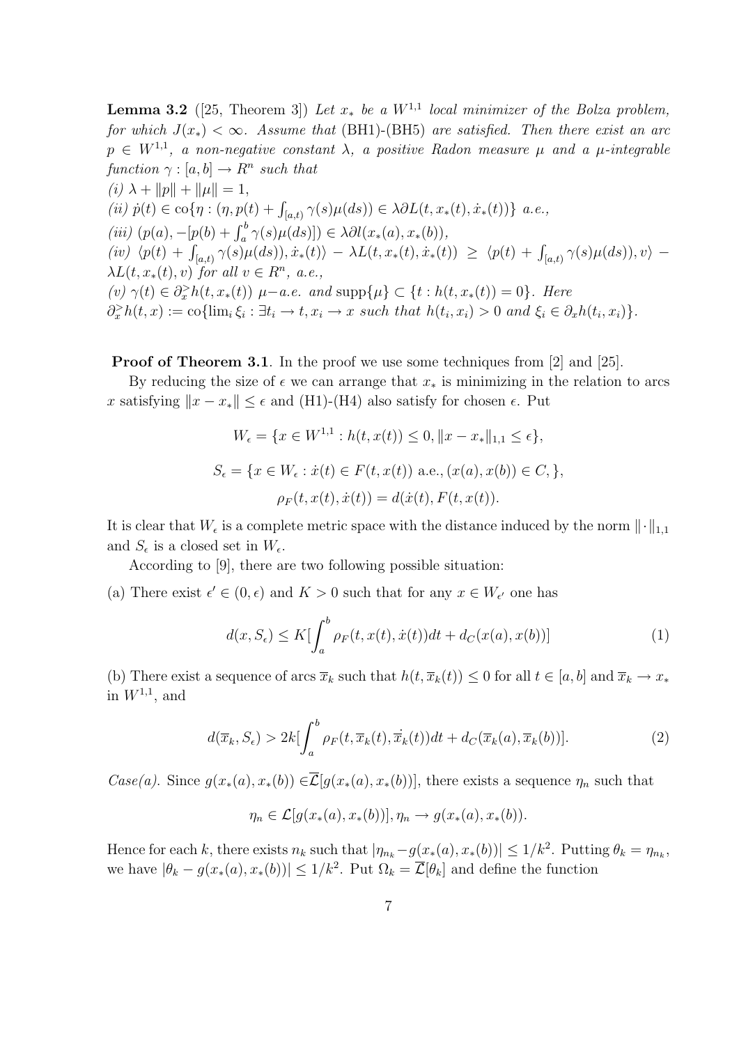**Lemma 3.2** ([25, Theorem 3]) *Let $x_*$ be a $W^{1,1}$ local minimizer of the Bolza problem, for which $J(x_*) < \infty$. Assume that* (BH1)-(BH5) *are satisfied. Then there exist an arc $p \in W^{1,1}$, a non-negative constant $\lambda$, a positive Radon measure $\mu$ and a $\mu$-integrable function $\gamma : [a,b] \to R^n$ such that*

*(i)* $\lambda + \|p\| + \|\mu\| = 1$,

*(ii)* $\dot{p}(t) \in \text{co}\{\eta : (\eta, p(t) + \int_{[a,t)} \gamma(s)\mu(ds)) \in \lambda \partial L(t, x_*(t), \dot{x}_*(t))\}$ *a.e.,*

*(iii)* $(p(a), -[p(b) + \int_a^b \gamma(s)\mu(ds)]) \in \lambda \partial l(x_*(a), x_*(b))$,

*(iv)* $\langle p(t) + \int_{[a,t)} \gamma(s)\mu(ds)), \dot{x}_*(t)\rangle - \lambda L(t, x_*(t), \dot{x}_*(t)) \geq \langle p(t) + \int_{[a,t)} \gamma(s)\mu(ds)), v\rangle - \lambda L(t, x_*(t), v)$ *for all $v \in R^n$, a.e.,*

*(v)* $\gamma(t) \in \partial_x^> h(t, x_*(t))$ *$\mu$−a.e. and* $\text{supp}\{\mu\} \subset \{t : h(t, x_*(t)) = 0\}$. *Here* $\partial_x^> h(t,x) := \text{co}\{\lim_i \xi_i : \exists t_i \to t, x_i \to x \text{ such that } h(t_i, x_i) > 0 \text{ and } \xi_i \in \partial_x h(t_i, x_i)\}$.

**Proof of Theorem 3.1**. In the proof we use some techniques from [2] and [25].

By reducing the size of $\epsilon$ we can arrange that $x_*$ is minimizing in the relation to arcs $x$ satisfying $\|x - x_*\| \leq \epsilon$ and (H1)-(H4) also satisfy for chosen $\epsilon$. Put

$$W_\epsilon = \{x \in W^{1,1} : h(t, x(t)) \leq 0, \|x - x_*\|_{1,1} \leq \epsilon\},$$

$$S_\epsilon = \{x \in W_\epsilon : \dot{x}(t) \in F(t, x(t)) \text{ a.e.}, (x(a), x(b)) \in C, \},$$

$$\rho_F(t, x(t), \dot{x}(t)) = d(\dot{x}(t), F(t, x(t)).$$

It is clear that $W_\epsilon$ is a complete metric space with the distance induced by the norm $\|\cdot\|_{1,1}$ and $S_\epsilon$ is a closed set in $W_\epsilon$.

According to [9], there are two following possible situation:

(a) There exist $\epsilon' \in (0, \epsilon)$ and $K > 0$ such that for any $x \in W_{\epsilon'}$ one has

$$d(x, S_\epsilon) \leq K[\int_a^b \rho_F(t, x(t), \dot{x}(t))dt + d_C(x(a), x(b))] \tag{1}$$

(b) There exist a sequence of arcs $\overline{x}_k$ such that $h(t, \overline{x}_k(t)) \leq 0$ for all $t \in [a,b]$ and $\overline{x}_k \to x_*$ in $W^{1,1}$, and

$$d(\overline{x}_k, S_\epsilon) > 2k[\int_a^b \rho_F(t, \overline{x}_k(t), \dot{\overline{x}}_k(t))dt + d_C(\overline{x}_k(a), \overline{x}_k(b))]. \tag{2}$$

*Case(a).* Since $g(x_*(a), x_*(b)) \in \overline{\mathcal{L}}[g(x_*(a), x_*(b))]$, there exists a sequence $\eta_n$ such that

$$\eta_n \in \mathcal{L}[g(x_*(a), x_*(b))], \eta_n \to g(x_*(a), x_*(b)).$$

Hence for each $k$, there exists $n_k$ such that $|\eta_{n_k} - g(x_*(a), x_*(b))| \leq 1/k^2$. Putting $\theta_k = \eta_{n_k}$, we have $|\theta_k - g(x_*(a), x_*(b))| \leq 1/k^2$. Put $\Omega_k = \overline{\mathcal{L}}[\theta_k]$ and define the function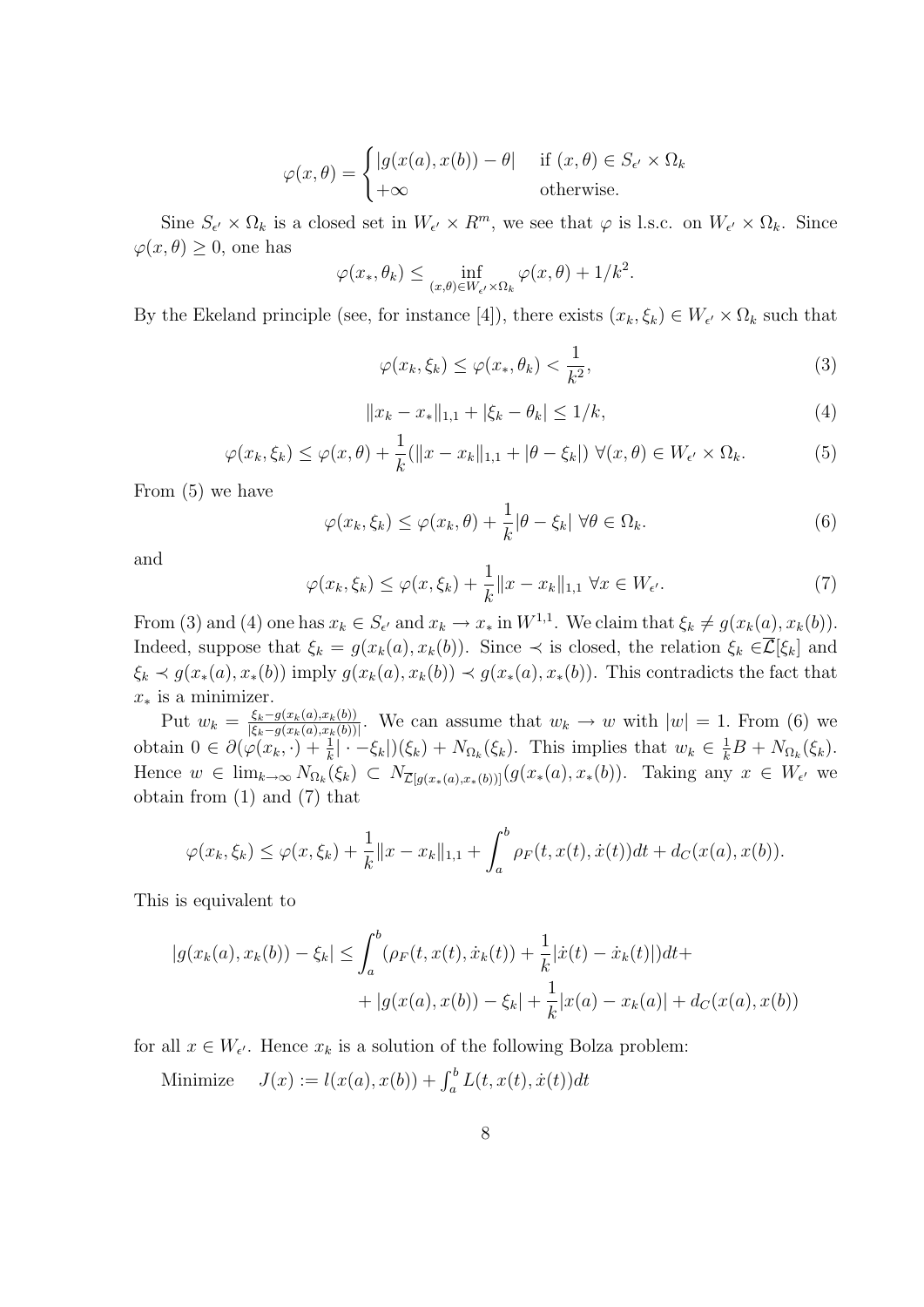$$\varphi(x,\theta) = \begin{cases} |g(x(a), x(b)) - \theta| & \text{if } (x,\theta) \in S_{\epsilon'} \times \Omega_k \\ +\infty & \text{otherwise.} \end{cases}$$

Sine $S_{\epsilon'} \times \Omega_k$ is a closed set in $W_{\epsilon'} \times R^m$, we see that $\varphi$ is l.s.c. on $W_{\epsilon'} \times \Omega_k$. Since $\varphi(x,\theta) \geq 0$, one has

$$\varphi(x_*, \theta_k) \leq \inf_{(x,\theta) \in W_{\epsilon'} \times \Omega_k} \varphi(x,\theta) + 1/k^2.$$

By the Ekeland principle (see, for instance [4]), there exists $(x_k, \xi_k) \in W_{\epsilon'} \times \Omega_k$ such that

$$\varphi(x_k, \xi_k) \leq \varphi(x_*, \theta_k) < \frac{1}{k^2}, \tag{3}$$

$$\|x_k - x_*\|_{1,1} + |\xi_k - \theta_k| \leq 1/k, \tag{4}$$

$$\varphi(x_k, \xi_k) \leq \varphi(x,\theta) + \frac{1}{k}(\|x - x_k\|_{1,1} + |\theta - \xi_k|) \ \forall (x,\theta) \in W_{\epsilon'} \times \Omega_k. \tag{5}$$

From (5) we have

$$\varphi(x_k, \xi_k) \leq \varphi(x_k, \theta) + \frac{1}{k}|\theta - \xi_k| \ \forall \theta \in \Omega_k. \tag{6}$$

and

$$\varphi(x_k, \xi_k) \leq \varphi(x, \xi_k) + \frac{1}{k}\|x - x_k\|_{1,1} \ \forall x \in W_{\epsilon'}. \tag{7}$$

From (3) and (4) one has $x_k \in S_{\epsilon'}$ and $x_k \to x_*$ in $W^{1,1}$. We claim that $\xi_k \neq g(x_k(a), x_k(b))$. Indeed, suppose that $\xi_k = g(x_k(a), x_k(b))$. Since $\prec$ is closed, the relation $\xi_k \in \overline{\mathcal{L}}[\xi_k]$ and $\xi_k \prec g(x_*(a), x_*(b))$ imply $g(x_k(a), x_k(b)) \prec g(x_*(a), x_*(b))$. This contradicts the fact that $x_*$ is a minimizer.

Put $w_k = \frac{\xi_k - g(x_k(a), x_k(b))}{|\xi_k - g(x_k(a), x_k(b))|}$. We can assume that $w_k \to w$ with $|w| = 1$. From (6) we obtain $0 \in \partial(\varphi(x_k, \cdot) + \frac{1}{k}|\cdot - \xi_k|)(\xi_k) + N_{\Omega_k}(\xi_k)$. This implies that $w_k \in \frac{1}{k}B + N_{\Omega_k}(\xi_k)$. Hence $w \in \lim_{k\to\infty} N_{\Omega_k}(\xi_k) \subset N_{\overline{\mathcal{L}}[g(x_*(a), x_*(b))]}(g(x_*(a), x_*(b))$. Taking any $x \in W_{\epsilon'}$ we obtain from (1) and (7) that

$$\varphi(x_k, \xi_k) \leq \varphi(x, \xi_k) + \frac{1}{k}\|x - x_k\|_{1,1} + \int_a^b \rho_F(t, x(t), \dot{x}(t))dt + d_C(x(a), x(b)).$$

This is equivalent to

$$|g(x_k(a), x_k(b)) - \xi_k| \leq \int_a^b (\rho_F(t, x(t), \dot{x}_k(t)) + \frac{1}{k}|\dot{x}(t) - \dot{x}_k(t)|)dt + \\ + |g(x(a), x(b)) - \xi_k| + \frac{1}{k}|x(a) - x_k(a)| + d_C(x(a), x(b))$$

for all $x \in W_{\epsilon'}$. Hence $x_k$ is a solution of the following Bolza problem:

Minimize $\quad J(x) := l(x(a), x(b)) + \int_a^b L(t, x(t), \dot{x}(t))dt$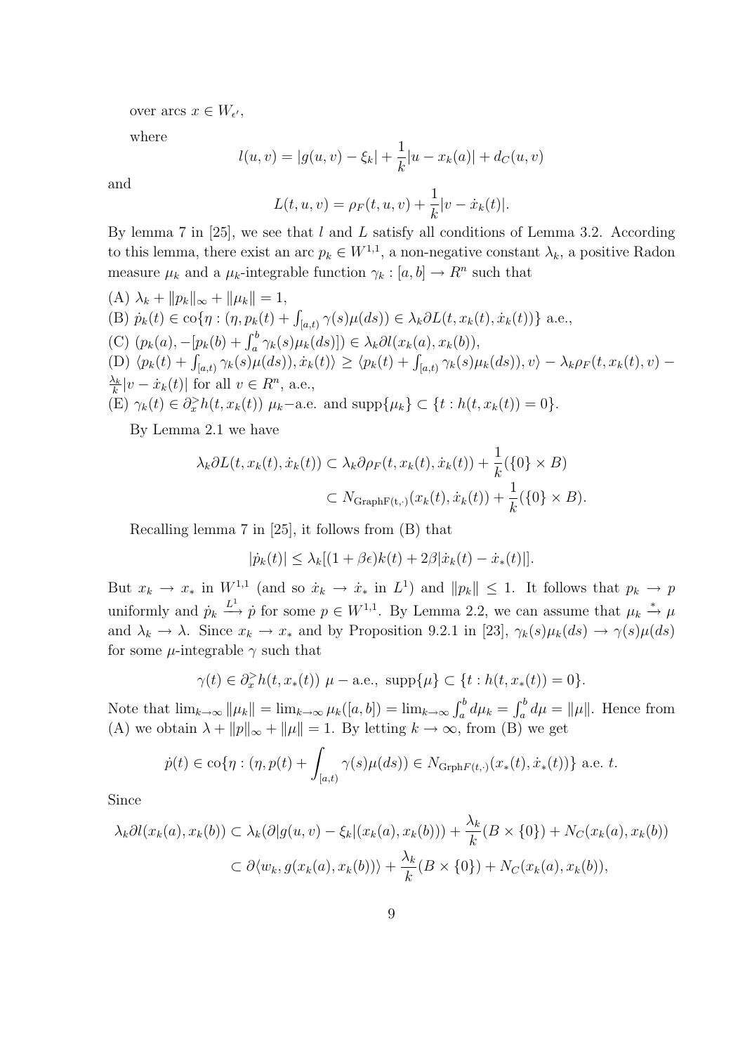over arcs $x \in W_{\epsilon'}$,

where

$$l(u,v) = |g(u,v) - \xi_k| + \frac{1}{k}|u - x_k(a)| + d_C(u,v)$$

and

$$L(t,u,v) = \rho_F(t,u,v) + \frac{1}{k}|v - \dot{x}_k(t)|.$$

By lemma 7 in [25], we see that $l$ and $L$ satisfy all conditions of Lemma 3.2. According to this lemma, there exist an arc $p_k \in W^{1,1}$, a non-negative constant $\lambda_k$, a positive Radon measure $\mu_k$ and a $\mu_k$-integrable function $\gamma_k : [a,b] \to R^n$ such that

(A) $\lambda_k + \|p_k\|_\infty + \|\mu_k\| = 1$,

(B) $\dot{p}_k(t) \in \text{co}\{\eta : (\eta, p_k(t) + \int_{[a,t)} \gamma(s)\mu(ds)) \in \lambda_k \partial L(t, x_k(t), \dot{x}_k(t))\}$ a.e.,

(C) $(p_k(a), -[p_k(b) + \int_a^b \gamma_k(s)\mu_k(ds)]) \in \lambda_k \partial l(x_k(a), x_k(b))$,

(D) $\langle p_k(t) + \int_{[a,t)} \gamma_k(s)\mu(ds)), \dot{x}_k(t)\rangle \geq \langle p_k(t) + \int_{[a,t)} \gamma_k(s)\mu_k(ds)), v\rangle - \lambda_k \rho_F(t, x_k(t), v) - \frac{\lambda_k}{k}|v - \dot{x}_k(t)|$ for all $v \in R^n$, a.e.,

(E) $\gamma_k(t) \in \partial_x^> h(t, x_k(t))$ $\mu_k$−a.e. and $\text{supp}\{\mu_k\} \subset \{t : h(t, x_k(t)) = 0\}$.

By Lemma 2.1 we have

$$\begin{aligned}\lambda_k \partial L(t, x_k(t), \dot{x}_k(t)) &\subset \lambda_k \partial \rho_F(t, x_k(t), \dot{x}_k(t)) + \frac{1}{k}(\{0\} \times B) \\ &\subset N_{\text{GraphF(t,}\cdot)}(x_k(t), \dot{x}_k(t)) + \frac{1}{k}(\{0\} \times B).\end{aligned}$$

Recalling lemma 7 in [25], it follows from (B) that

$$|\dot{p}_k(t)| \leq \lambda_k[(1 + \beta\epsilon)k(t) + 2\beta|\dot{x}_k(t) - \dot{x}_*(t)|].$$

But $x_k \to x_*$ in $W^{1,1}$ (and so $\dot{x}_k \to \dot{x}_*$ in $L^1$) and $\|p_k\| \leq 1$. It follows that $p_k \to p$ uniformly and $\dot{p}_k \xrightarrow{L^1} \dot{p}$ for some $p \in W^{1,1}$. By Lemma 2.2, we can assume that $\mu_k \xrightarrow{*} \mu$ and $\lambda_k \to \lambda$. Since $x_k \to x_*$ and by Proposition 9.2.1 in [23], $\gamma_k(s)\mu_k(ds) \to \gamma(s)\mu(ds)$ for some $\mu$-integrable $\gamma$ such that

$$\gamma(t) \in \partial_x^> h(t, x_*(t)) \ \mu - \text{a.e.}, \ \text{supp}\{\mu\} \subset \{t : h(t, x_*(t)) = 0\}.$$

Note that $\lim_{k\to\infty} \|\mu_k\| = \lim_{k\to\infty} \mu_k([a,b]) = \lim_{k\to\infty} \int_a^b d\mu_k = \int_a^b d\mu = \|\mu\|$. Hence from (A) we obtain $\lambda + \|p\|_\infty + \|\mu\| = 1$. By letting $k \to \infty$, from (B) we get

$$\dot{p}(t) \in \text{co}\{\eta : (\eta, p(t) + \int_{[a,t)} \gamma(s)\mu(ds)) \in N_{\text{Grph}F(t,\cdot)}(x_*(t), \dot{x}_*(t))\} \text{ a.e. } t.$$

Since

$$\begin{aligned}\lambda_k \partial l(x_k(a), x_k(b)) &\subset \lambda_k(\partial|g(u,v) - \xi_k|(x_k(a), x_k(b))) + \frac{\lambda_k}{k}(B \times \{0\}) + N_C(x_k(a), x_k(b)) \\ &\subset \partial\langle w_k, g(x_k(a), x_k(b))\rangle + \frac{\lambda_k}{k}(B \times \{0\}) + N_C(x_k(a), x_k(b)),\end{aligned}$$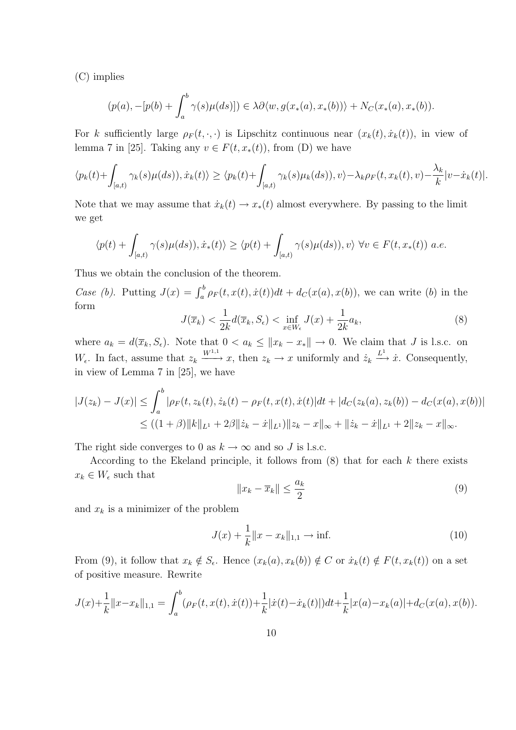(C) implies

$$(p(a), -[p(b) + \int_a^b \gamma(s)\mu(ds)]) \in \lambda\partial\langle w, g(x_*(a), x_*(b))\rangle + N_C(x_*(a), x_*(b)).$$

For $k$ sufficiently large $\rho_F(t, \cdot, \cdot)$ is Lipschitz continuous near $(x_k(t), \dot{x}_k(t))$, in view of lemma 7 in [25]. Taking any $v \in F(t, x_*(t))$, from (D) we have

$$\langle p_k(t)+\int_{[a,t)} \gamma_k(s)\mu(ds)), \dot{x}_k(t)\rangle \geq \langle p_k(t)+\int_{[a,t)} \gamma_k(s)\mu_k(ds)), v\rangle - \lambda_k \rho_F(t, x_k(t), v) - \frac{\lambda_k}{k}|v - \dot{x}_k(t)|.$$

Note that we may assume that $\dot{x}_k(t) \to x_*(t)$ almost everywhere. By passing to the limit we get

$$\langle p(t) + \int_{[a,t)} \gamma(s)\mu(ds)), \dot{x}_*(t)\rangle \geq \langle p(t) + \int_{[a,t)} \gamma(s)\mu(ds)), v\rangle \ \forall v \in F(t, x_*(t)) \ a.e.$$

Thus we obtain the conclusion of the theorem.

*Case (b).* Putting $J(x) = \int_a^b \rho_F(t, x(t), \dot{x}(t))dt + d_C(x(a), x(b))$, we can write $(b)$ in the form

$$J(\overline{x}_k) < \frac{1}{2k} d(\overline{x}_k, S_\epsilon) < \inf_{x \in W_\epsilon} J(x) + \frac{1}{2k} a_k, \tag{8}$$

where $a_k = d(\overline{x}_k, S_\epsilon)$. Note that $0 < a_k \leq \|x_k - x_*\| \to 0$. We claim that $J$ is l.s.c. on $W_\epsilon$. In fact, assume that $z_k \xrightarrow{W^{1,1}} x$, then $z_k \to x$ uniformly and $\dot{z}_k \xrightarrow{L^1} \dot{x}$. Consequently, in view of Lemma 7 in [25], we have

$$\begin{aligned}
|J(z_k) - J(x)| &\leq \int_a^b |\rho_F(t, z_k(t), \dot{z}_k(t) - \rho_F(t, x(t), \dot{x}(t)|dt + |d_C(z_k(a), z_k(b)) - d_C(x(a), x(b))| \\
&\leq ((1+\beta)\|k\|_{L^1} + 2\beta\|\dot{z}_k - \dot{x}\|_{L^1})\|z_k - x\|_\infty + \|\dot{z}_k - \dot{x}\|_{L^1} + 2\|z_k - x\|_\infty.
\end{aligned}$$

The right side converges to 0 as $k \to \infty$ and so $J$ is l.s.c.

According to the Ekeland principle, it follows from (8) that for each $k$ there exists $x_k \in W_\epsilon$ such that

$$\|x_k - \overline{x}_k\| \leq \frac{a_k}{2} \tag{9}$$

and $x_k$ is a minimizer of the problem

$$J(x) + \frac{1}{k}\|x - x_k\|_{1,1} \to \inf. \tag{10}$$

From (9), it follow that $x_k \notin S_\epsilon$. Hence $(x_k(a), x_k(b)) \notin C$ or $\dot{x}_k(t) \notin F(t, x_k(t))$ on a set of positive measure. Rewrite

$$J(x)+\frac{1}{k}\|x-x_k\|_{1,1} = \int_a^b (\rho_F(t, x(t), \dot{x}(t)) + \frac{1}{k}|\dot{x}(t) - \dot{x}_k(t)|)dt + \frac{1}{k}|x(a) - x_k(a)| + d_C(x(a), x(b)).$$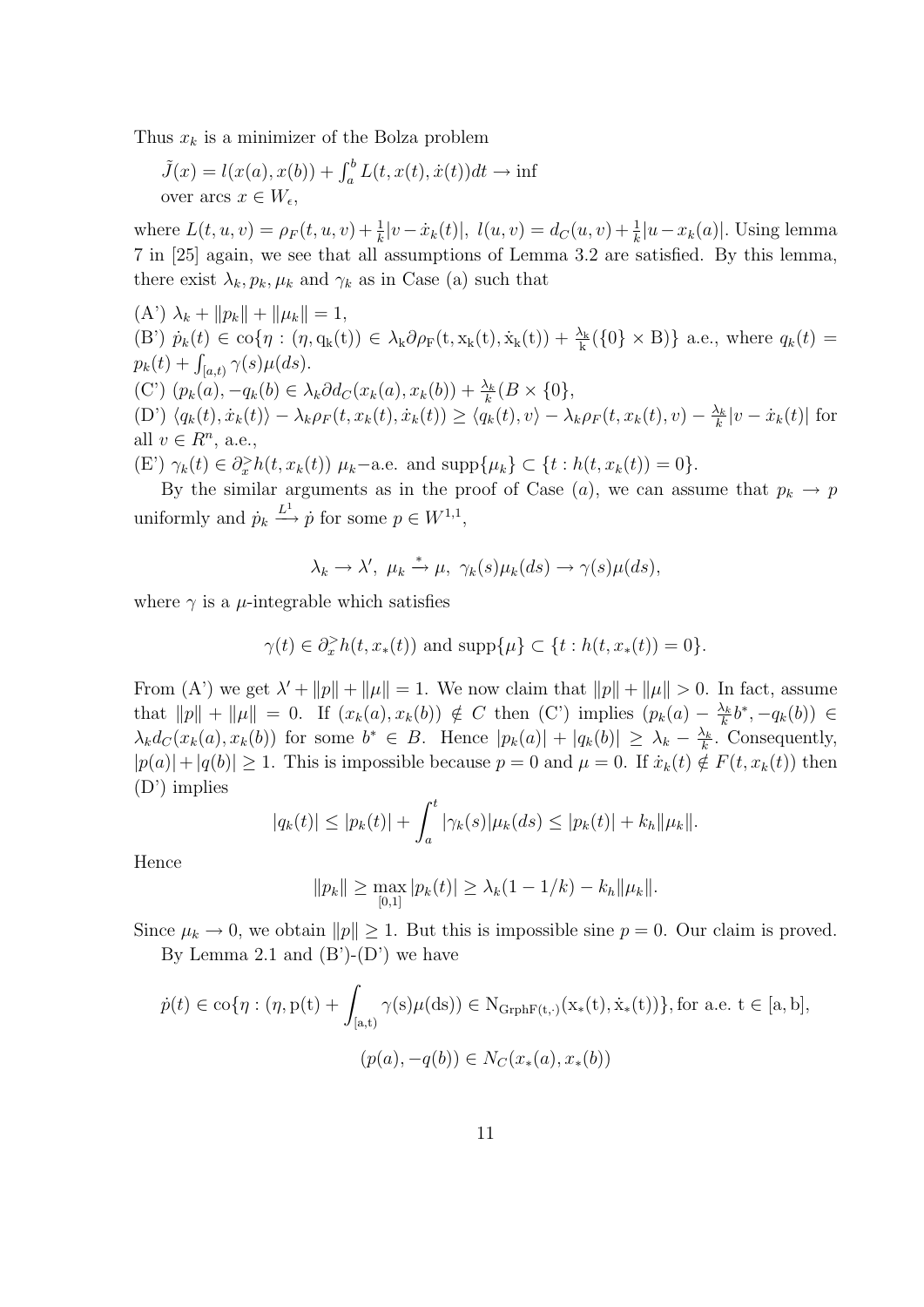Thus $x_k$ is a minimizer of the Bolza problem

$\tilde{J}(x) = l(x(a), x(b)) + \int_a^b L(t, x(t), \dot{x}(t))dt \to \inf$
over arcs $x \in W_\epsilon$,

where $L(t, u, v) = \rho_F(t, u, v) + \frac{1}{k}|v - \dot{x}_k(t)|$, $l(u, v) = d_C(u, v) + \frac{1}{k}|u - x_k(a)|$. Using lemma 7 in [25] again, we see that all assumptions of Lemma 3.2 are satisfied. By this lemma, there exist $\lambda_k, p_k, \mu_k$ and $\gamma_k$ as in Case (a) such that

(A') $\lambda_k + \|p_k\| + \|\mu_k\| = 1$,
(B') $\dot{p}_k(t) \in \mathrm{co}\{\eta : (\eta, q_k(t)) \in \lambda_k \partial \rho_F(t, x_k(t), \dot{x}_k(t)) + \frac{\lambda_k}{k}(\{0\} \times B)\}$ a.e., where $q_k(t) = p_k(t) + \int_{[a,t)} \gamma(s)\mu(ds)$.
(C') $(p_k(a), -q_k(b) \in \lambda_k \partial d_C(x_k(a), x_k(b)) + \frac{\lambda_k}{k}(B \times \{0\}$,
(D') $\langle q_k(t), \dot{x}_k(t)\rangle - \lambda_k \rho_F(t, x_k(t), \dot{x}_k(t)) \geq \langle q_k(t), v\rangle - \lambda_k \rho_F(t, x_k(t), v) - \frac{\lambda_k}{k}|v - \dot{x}_k(t)|$ for all $v \in R^n$, a.e.,
(E') $\gamma_k(t) \in \partial_x^> h(t, x_k(t))$ $\mu_k$−a.e. and $\mathrm{supp}\{\mu_k\} \subset \{t : h(t, x_k(t)) = 0\}$.

By the similar arguments as in the proof of Case $(a)$, we can assume that $p_k \to p$ uniformly and $\dot{p}_k \xrightarrow{L^1} \dot{p}$ for some $p \in W^{1,1}$,

$$\lambda_k \to \lambda', \ \mu_k \xrightarrow{*} \mu, \ \gamma_k(s)\mu_k(ds) \to \gamma(s)\mu(ds),$$

where $\gamma$ is a $\mu$-integrable which satisfies

$$\gamma(t) \in \partial_x^> h(t, x_*(t)) \text{ and } \mathrm{supp}\{\mu\} \subset \{t : h(t, x_*(t)) = 0\}.$$

From (A') we get $\lambda' + \|p\| + \|\mu\| = 1$. We now claim that $\|p\| + \|\mu\| > 0$. In fact, assume that $\|p\| + \|\mu\| = 0$. If $(x_k(a), x_k(b)) \notin C$ then (C') implies $(p_k(a) - \frac{\lambda_k}{k}b^*, -q_k(b)) \in \lambda_k d_C(x_k(a), x_k(b))$ for some $b^* \in B$. Hence $|p_k(a)| + |q_k(b)| \geq \lambda_k - \frac{\lambda_k}{k}$. Consequently, $|p(a)| + |q(b)| \geq 1$. This is impossible because $p = 0$ and $\mu = 0$. If $\dot{x}_k(t) \notin F(t, x_k(t))$ then (D') implies

$$|q_k(t)| \leq |p_k(t)| + \int_a^t |\gamma_k(s)|\mu_k(ds) \leq |p_k(t)| + k_h\|\mu_k\|.$$

Hence

$$\|p_k\| \geq \max_{[0,1]} |p_k(t)| \geq \lambda_k(1 - 1/k) - k_h\|\mu_k\|.$$

Since $\mu_k \to 0$, we obtain $\|p\| \geq 1$. But this is impossible sine $p = 0$. Our claim is proved.

By Lemma 2.1 and (B')-(D') we have

$$\dot{p}(t) \in \mathrm{co}\{\eta : (\eta, p(t) + \int_{[a,t)} \gamma(s)\mu(ds)) \in N_{\mathrm{Grph}F(t,\cdot)}(x_*(t), \dot{x}_*(t))\}, \text{for a.e. } t \in [a, b],$$

$$(p(a), -q(b)) \in N_C(x_*(a), x_*(b))$$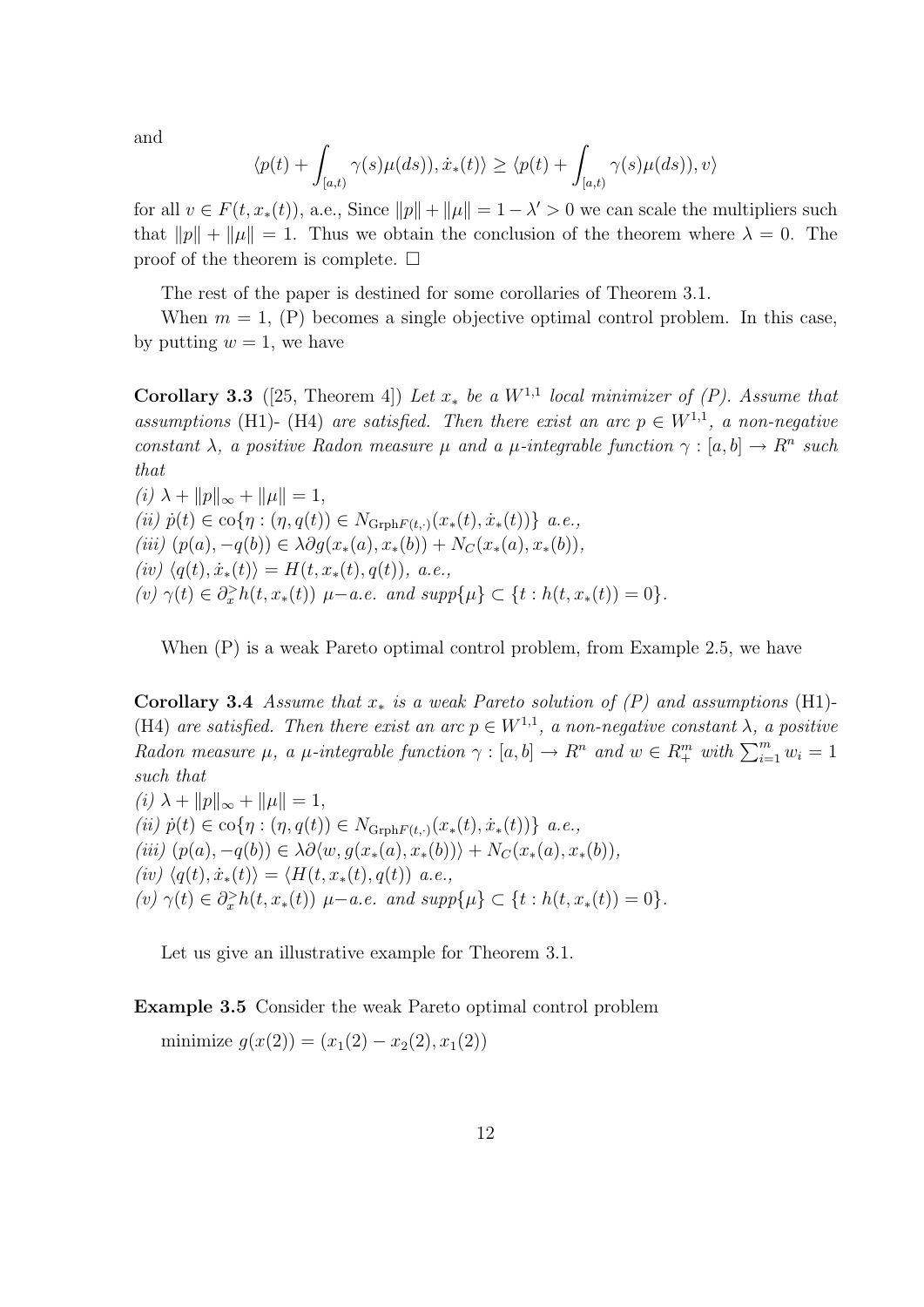and

$$\langle p(t) + \int_{[a,t)} \gamma(s)\mu(ds)), \dot{x}_*(t)\rangle \geq \langle p(t) + \int_{[a,t)} \gamma(s)\mu(ds)), v\rangle$$

for all $v \in F(t, x_*(t))$, a.e., Since $\|p\| + \|\mu\| = 1 - \lambda' > 0$ we can scale the multipliers such that $\|p\| + \|\mu\| = 1$. Thus we obtain the conclusion of the theorem where $\lambda = 0$. The proof of the theorem is complete. $\square$

The rest of the paper is destined for some corollaries of Theorem 3.1.

When $m = 1$, (P) becomes a single objective optimal control problem. In this case, by putting $w = 1$, we have

**Corollary 3.3** ([25, Theorem 4]) *Let $x_*$ be a $W^{1,1}$ local minimizer of (P). Assume that assumptions* (H1)- (H4) *are satisfied. Then there exist an arc $p \in W^{1,1}$, a non-negative constant $\lambda$, a positive Radon measure $\mu$ and a $\mu$-integrable function $\gamma : [a, b] \to R^n$ such that*

*(i)* $\lambda + \|p\|_\infty + \|\mu\| = 1$,
*(ii)* $\dot{p}(t) \in \text{co}\{\eta : (\eta, q(t)) \in N_{\text{Grph}F(t,\cdot)}(x_*(t), \dot{x}_*(t))\}$ *a.e.,*
*(iii)* $(p(a), -q(b)) \in \lambda\partial g(x_*(a), x_*(b)) + N_C(x_*(a), x_*(b))$,
*(iv)* $\langle q(t), \dot{x}_*(t)\rangle = H(t, x_*(t), q(t))$, *a.e.,*
*(v)* $\gamma(t) \in \partial_x^> h(t, x_*(t))$ $\mu-$*a.e. and* $supp\{\mu\} \subset \{t : h(t, x_*(t)) = 0\}$.

When (P) is a weak Pareto optimal control problem, from Example 2.5, we have

**Corollary 3.4** *Assume that $x_*$ is a weak Pareto solution of (P) and assumptions* (H1)- (H4) *are satisfied. Then there exist an arc $p \in W^{1,1}$, a non-negative constant $\lambda$, a positive Radon measure $\mu$, a $\mu$-integrable function $\gamma : [a, b] \to R^n$ and $w \in R^m_+$ with $\sum_{i=1}^m w_i = 1$ such that*

*(i)* $\lambda + \|p\|_\infty + \|\mu\| = 1$,
*(ii)* $\dot{p}(t) \in \text{co}\{\eta : (\eta, q(t)) \in N_{\text{Grph}F(t,\cdot)}(x_*(t), \dot{x}_*(t))\}$ *a.e.,*
*(iii)* $(p(a), -q(b)) \in \lambda\partial\langle w, g(x_*(a), x_*(b))\rangle + N_C(x_*(a), x_*(b))$,
*(iv)* $\langle q(t), \dot{x}_*(t)\rangle = \langle H(t, x_*(t), q(t))$ *a.e.,*
*(v)* $\gamma(t) \in \partial_x^> h(t, x_*(t))$ $\mu-$*a.e. and* $supp\{\mu\} \subset \{t : h(t, x_*(t)) = 0\}$.

Let us give an illustrative example for Theorem 3.1.

**Example 3.5** Consider the weak Pareto optimal control problem

minimize $g(x(2)) = (x_1(2) - x_2(2), x_1(2))$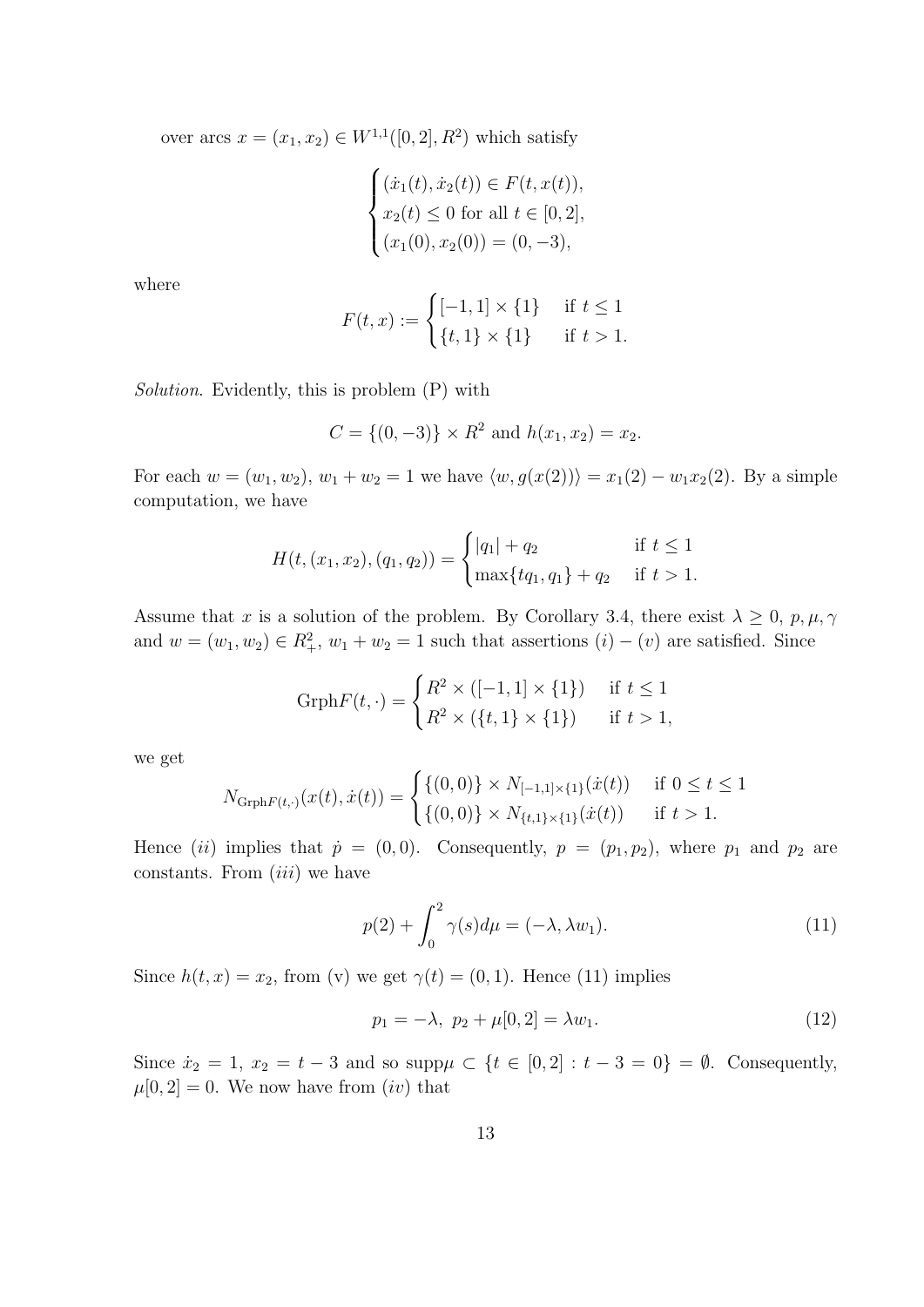over arcs $x = (x_1, x_2) \in W^{1,1}([0, 2], R^2)$ which satisfy

$$
\begin{cases}
(\dot{x}_1(t), \dot{x}_2(t)) \in F(t, x(t)), \\
x_2(t) \leq 0 \text{ for all } t \in [0, 2], \\
(x_1(0), x_2(0)) = (0, -3),
\end{cases}
$$

where

$$
F(t, x) := \begin{cases}
[-1, 1] \times \{1\} & \text{if } t \leq 1 \\
\{t, 1\} \times \{1\} & \text{if } t > 1.
\end{cases}
$$

*Solution.* Evidently, this is problem (P) with

$$
C = \{(0, -3)\} \times R^2 \text{ and } h(x_1, x_2) = x_2.
$$

For each $w = (w_1, w_2)$, $w_1 + w_2 = 1$ we have $\langle w, g(x(2)) \rangle = x_1(2) - w_1 x_2(2)$. By a simple computation, we have

$$
H(t, (x_1, x_2), (q_1, q_2)) = \begin{cases}
|q_1| + q_2 & \text{if } t \leq 1 \\
\max\{tq_1, q_1\} + q_2 & \text{if } t > 1.
\end{cases}
$$

Assume that $x$ is a solution of the problem. By Corollary 3.4, there exist $\lambda \geq 0$, $p, \mu, \gamma$ and $w = (w_1, w_2) \in R^2_+$, $w_1 + w_2 = 1$ such that assertions $(i) - (v)$ are satisfied. Since

$$
\text{Grph} F(t, \cdot) = \begin{cases}
R^2 \times ([-1, 1] \times \{1\}) & \text{if } t \leq 1 \\
R^2 \times (\{t, 1\} \times \{1\}) & \text{if } t > 1,
\end{cases}
$$

we get

$$
N_{\text{Grph} F(t,\cdot)}(x(t), \dot{x}(t)) = \begin{cases}
\{(0, 0)\} \times N_{[-1,1] \times \{1\}}(\dot{x}(t)) & \text{if } 0 \leq t \leq 1 \\
\{(0, 0)\} \times N_{\{t,1\} \times \{1\}}(\dot{x}(t)) & \text{if } t > 1.
\end{cases}
$$

Hence $(ii)$ implies that $\dot{p} = (0, 0)$. Consequently, $p = (p_1, p_2)$, where $p_1$ and $p_2$ are constants. From $(iii)$ we have

$$
p(2) + \int_0^2 \gamma(s) d\mu = (-\lambda, \lambda w_1). \tag{11}
$$

Since $h(t, x) = x_2$, from (v) we get $\gamma(t) = (0, 1)$. Hence (11) implies

$$
p_1 = -\lambda, \; p_2 + \mu[0, 2] = \lambda w_1. \tag{12}
$$

Since $\dot{x}_2 = 1$, $x_2 = t - 3$ and so $\text{supp}\mu \subset \{t \in [0, 2] : t - 3 = 0\} = \emptyset$. Consequently, $\mu[0, 2] = 0$. We now have from $(iv)$ that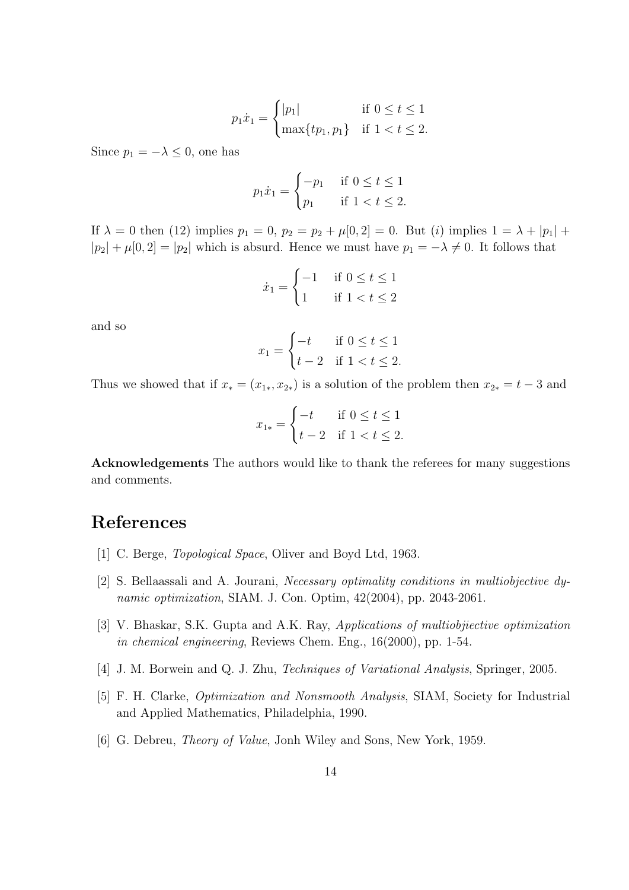$$p_1 \dot{x}_1 = \begin{cases} |p_1| & \text{if } 0 \leq t \leq 1 \\ \max\{tp_1, p_1\} & \text{if } 1 < t \leq 2. \end{cases}$$

Since $p_1 = -\lambda \leq 0$, one has

$$p_1 \dot{x}_1 = \begin{cases} -p_1 & \text{if } 0 \leq t \leq 1 \\ p_1 & \text{if } 1 < t \leq 2. \end{cases}$$

If $\lambda = 0$ then (12) implies $p_1 = 0$, $p_2 = p_2 + \mu[0, 2] = 0$. But $(i)$ implies $1 = \lambda + |p_1| + |p_2| + \mu[0, 2] = |p_2|$ which is absurd. Hence we must have $p_1 = -\lambda \neq 0$. It follows that

$$\dot{x}_1 = \begin{cases} -1 & \text{if } 0 \leq t \leq 1 \\ 1 & \text{if } 1 < t \leq 2 \end{cases}$$

and so

$$x_1 = \begin{cases} -t & \text{if } 0 \leq t \leq 1 \\ t - 2 & \text{if } 1 < t \leq 2. \end{cases}$$

Thus we showed that if $x_* = (x_{1*}, x_{2*})$ is a solution of the problem then $x_{2*} = t - 3$ and

$$x_{1*} = \begin{cases} -t & \text{if } 0 \leq t \leq 1 \\ t - 2 & \text{if } 1 < t \leq 2. \end{cases}$$

**Acknowledgements** The authors would like to thank the referees for many suggestions and comments.

# References

[1] C. Berge, *Topological Space*, Oliver and Boyd Ltd, 1963.

[2] S. Bellaassali and A. Jourani, *Necessary optimality conditions in multiobjective dynamic optimization*, SIAM. J. Con. Optim, 42(2004), pp. 2043-2061.

[3] V. Bhaskar, S.K. Gupta and A.K. Ray, *Applications of multiobjiective optimization in chemical engineering*, Reviews Chem. Eng., 16(2000), pp. 1-54.

[4] J. M. Borwein and Q. J. Zhu, *Techniques of Variational Analysis*, Springer, 2005.

[5] F. H. Clarke, *Optimization and Nonsmooth Analysis*, SIAM, Society for Industrial and Applied Mathematics, Philadelphia, 1990.

[6] G. Debreu, *Theory of Value*, Jonh Wiley and Sons, New York, 1959.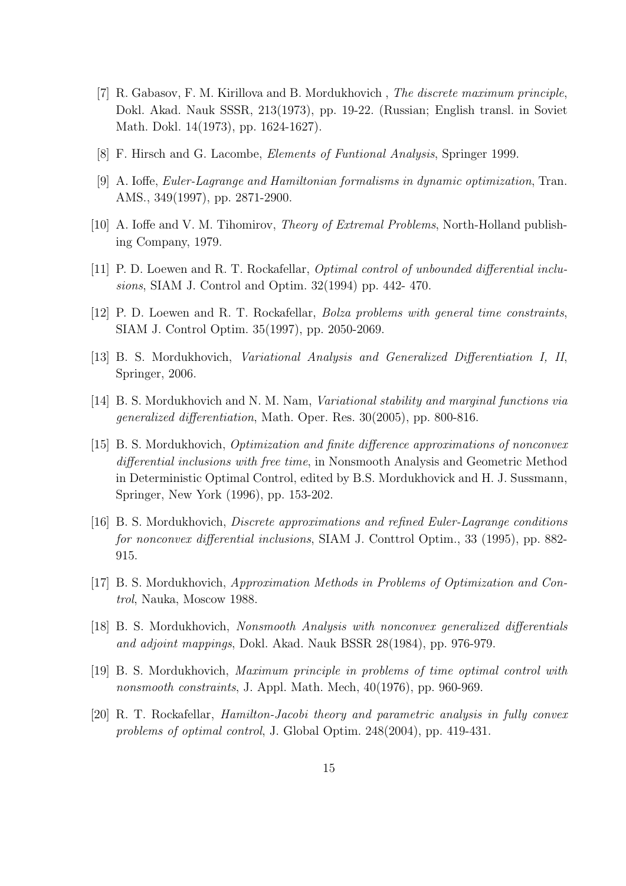[7] R. Gabasov, F. M. Kirillova and B. Mordukhovich , *The discrete maximum principle*, Dokl. Akad. Nauk SSSR, 213(1973), pp. 19-22. (Russian; English transl. in Soviet Math. Dokl. 14(1973), pp. 1624-1627).

[8] F. Hirsch and G. Lacombe, *Elements of Funtional Analysis*, Springer 1999.

[9] A. Ioffe, *Euler-Lagrange and Hamiltonian formalisms in dynamic optimization*, Tran. AMS., 349(1997), pp. 2871-2900.

[10] A. Ioffe and V. M. Tihomirov, *Theory of Extremal Problems*, North-Holland publishing Company, 1979.

[11] P. D. Loewen and R. T. Rockafellar, *Optimal control of unbounded differential inclusions*, SIAM J. Control and Optim. 32(1994) pp. 442- 470.

[12] P. D. Loewen and R. T. Rockafellar, *Bolza problems with general time constraints*, SIAM J. Control Optim. 35(1997), pp. 2050-2069.

[13] B. S. Mordukhovich, *Variational Analysis and Generalized Differentiation I, II*, Springer, 2006.

[14] B. S. Mordukhovich and N. M. Nam, *Variational stability and marginal functions via generalized differentiation*, Math. Oper. Res. 30(2005), pp. 800-816.

[15] B. S. Mordukhovich, *Optimization and finite difference approximations of nonconvex differential inclusions with free time*, in Nonsmooth Analysis and Geometric Method in Deterministic Optimal Control, edited by B.S. Mordukhovick and H. J. Sussmann, Springer, New York (1996), pp. 153-202.

[16] B. S. Mordukhovich, *Discrete approximations and refined Euler-Lagrange conditions for nonconvex differential inclusions*, SIAM J. Conttrol Optim., 33 (1995), pp. 882-915.

[17] B. S. Mordukhovich, *Approximation Methods in Problems of Optimization and Control*, Nauka, Moscow 1988.

[18] B. S. Mordukhovich, *Nonsmooth Analysis with nonconvex generalized differentials and adjoint mappings*, Dokl. Akad. Nauk BSSR 28(1984), pp. 976-979.

[19] B. S. Mordukhovich, *Maximum principle in problems of time optimal control with nonsmooth constraints*, J. Appl. Math. Mech, 40(1976), pp. 960-969.

[20] R. T. Rockafellar, *Hamilton-Jacobi theory and parametric analysis in fully convex problems of optimal control*, J. Global Optim. 248(2004), pp. 419-431.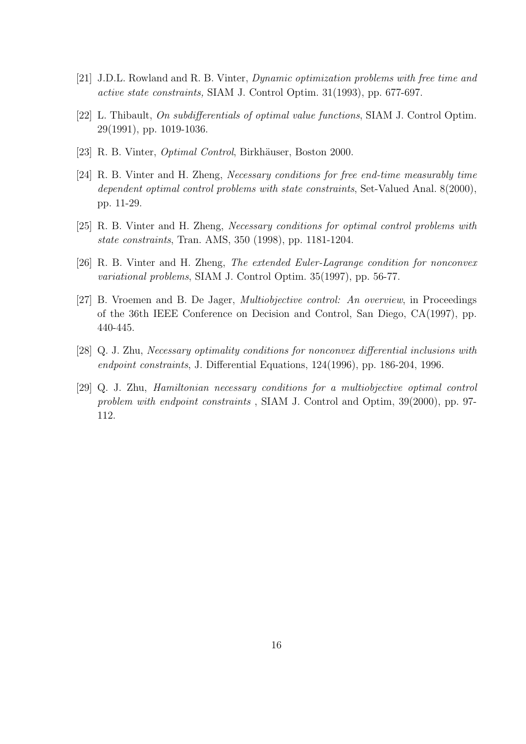[21] J.D.L. Rowland and R. B. Vinter, *Dynamic optimization problems with free time and active state constraints,* SIAM J. Control Optim. 31(1993), pp. 677-697.

[22] L. Thibault, *On subdifferentials of optimal value functions*, SIAM J. Control Optim. 29(1991), pp. 1019-1036.

[23] R. B. Vinter, *Optimal Control*, Birkhäuser, Boston 2000.

[24] R. B. Vinter and H. Zheng, *Necessary conditions for free end-time measurably time dependent optimal control problems with state constraints*, Set-Valued Anal. 8(2000), pp. 11-29.

[25] R. B. Vinter and H. Zheng, *Necessary conditions for optimal control problems with state constraints*, Tran. AMS, 350 (1998), pp. 1181-1204.

[26] R. B. Vinter and H. Zheng, *The extended Euler-Lagrange condition for nonconvex variational problems*, SIAM J. Control Optim. 35(1997), pp. 56-77.

[27] B. Vroemen and B. De Jager, *Multiobjective control: An overview*, in Proceedings of the 36th IEEE Conference on Decision and Control, San Diego, CA(1997), pp. 440-445.

[28] Q. J. Zhu, *Necessary optimality conditions for nonconvex differential inclusions with endpoint constraints*, J. Differential Equations, 124(1996), pp. 186-204, 1996.

[29] Q. J. Zhu, *Hamiltonian necessary conditions for a multiobjective optimal control problem with endpoint constraints* , SIAM J. Control and Optim, 39(2000), pp. 97-112.